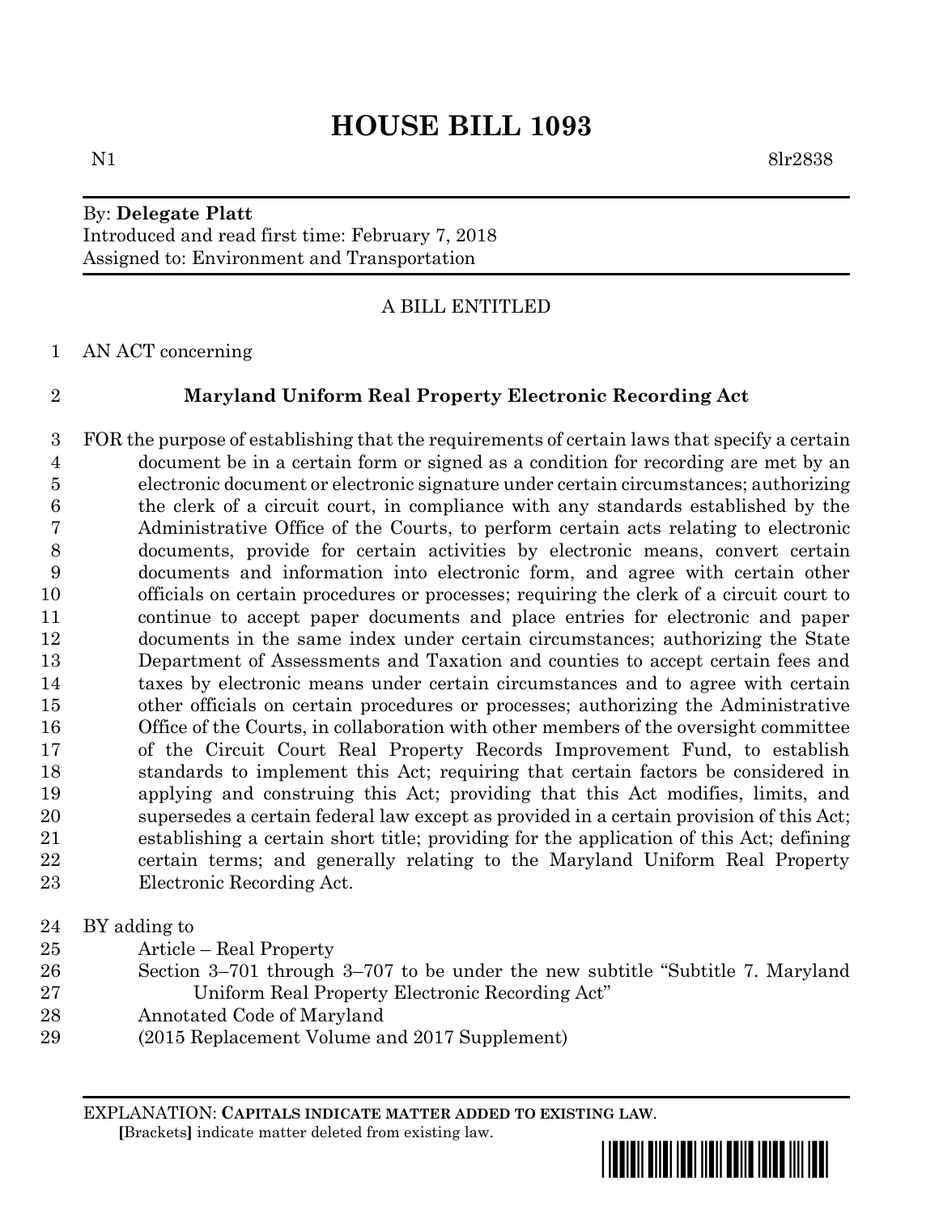# HOUSE BILL 1093

N1 8lr2838

By: **Delegate Platt**
Introduced and read first time: February 7, 2018
Assigned to: Environment and Transportation

A BILL ENTITLED

AN ACT concerning

**Maryland Uniform Real Property Electronic Recording Act**

FOR the purpose of establishing that the requirements of certain laws that specify a certain document be in a certain form or signed as a condition for recording are met by an electronic document or electronic signature under certain circumstances; authorizing the clerk of a circuit court, in compliance with any standards established by the Administrative Office of the Courts, to perform certain acts relating to electronic documents, provide for certain activities by electronic means, convert certain documents and information into electronic form, and agree with certain other officials on certain procedures or processes; requiring the clerk of a circuit court to continue to accept paper documents and place entries for electronic and paper documents in the same index under certain circumstances; authorizing the State Department of Assessments and Taxation and counties to accept certain fees and taxes by electronic means under certain circumstances and to agree with certain other officials on certain procedures or processes; authorizing the Administrative Office of the Courts, in collaboration with other members of the oversight committee of the Circuit Court Real Property Records Improvement Fund, to establish standards to implement this Act; requiring that certain factors be considered in applying and construing this Act; providing that this Act modifies, limits, and supersedes a certain federal law except as provided in a certain provision of this Act; establishing a certain short title; providing for the application of this Act; defining certain terms; and generally relating to the Maryland Uniform Real Property Electronic Recording Act.

BY adding to
Article – Real Property
Section 3–701 through 3–707 to be under the new subtitle "Subtitle 7. Maryland Uniform Real Property Electronic Recording Act"
Annotated Code of Maryland
(2015 Replacement Volume and 2017 Supplement)

EXPLANATION: **CAPITALS INDICATE MATTER ADDED TO EXISTING LAW**.
**[**Brackets**]** indicate matter deleted from existing law.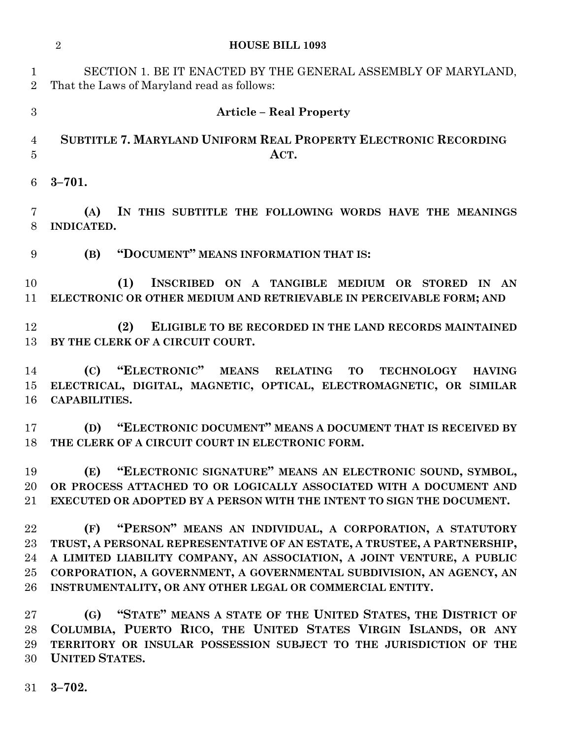SECTION 1. BE IT ENACTED BY THE GENERAL ASSEMBLY OF MARYLAND, That the Laws of Maryland read as follows:

**Article – Real Property**

**SUBTITLE 7. MARYLAND UNIFORM REAL PROPERTY ELECTRONIC RECORDING ACT.**

**3–701.**

**(A) IN THIS SUBTITLE THE FOLLOWING WORDS HAVE THE MEANINGS INDICATED.**

**(B) "DOCUMENT" MEANS INFORMATION THAT IS:**

**(1) INSCRIBED ON A TANGIBLE MEDIUM OR STORED IN AN ELECTRONIC OR OTHER MEDIUM AND RETRIEVABLE IN PERCEIVABLE FORM; AND**

**(2) ELIGIBLE TO BE RECORDED IN THE LAND RECORDS MAINTAINED BY THE CLERK OF A CIRCUIT COURT.**

**(C) "ELECTRONIC" MEANS RELATING TO TECHNOLOGY HAVING ELECTRICAL, DIGITAL, MAGNETIC, OPTICAL, ELECTROMAGNETIC, OR SIMILAR CAPABILITIES.**

**(D) "ELECTRONIC DOCUMENT" MEANS A DOCUMENT THAT IS RECEIVED BY THE CLERK OF A CIRCUIT COURT IN ELECTRONIC FORM.**

**(E) "ELECTRONIC SIGNATURE" MEANS AN ELECTRONIC SOUND, SYMBOL, OR PROCESS ATTACHED TO OR LOGICALLY ASSOCIATED WITH A DOCUMENT AND EXECUTED OR ADOPTED BY A PERSON WITH THE INTENT TO SIGN THE DOCUMENT.**

**(F) "PERSON" MEANS AN INDIVIDUAL, A CORPORATION, A STATUTORY TRUST, A PERSONAL REPRESENTATIVE OF AN ESTATE, A TRUSTEE, A PARTNERSHIP, A LIMITED LIABILITY COMPANY, AN ASSOCIATION, A JOINT VENTURE, A PUBLIC CORPORATION, A GOVERNMENT, A GOVERNMENTAL SUBDIVISION, AN AGENCY, AN INSTRUMENTALITY, OR ANY OTHER LEGAL OR COMMERCIAL ENTITY.**

**(G) "STATE" MEANS A STATE OF THE UNITED STATES, THE DISTRICT OF COLUMBIA, PUERTO RICO, THE UNITED STATES VIRGIN ISLANDS, OR ANY TERRITORY OR INSULAR POSSESSION SUBJECT TO THE JURISDICTION OF THE UNITED STATES.**

**3–702.**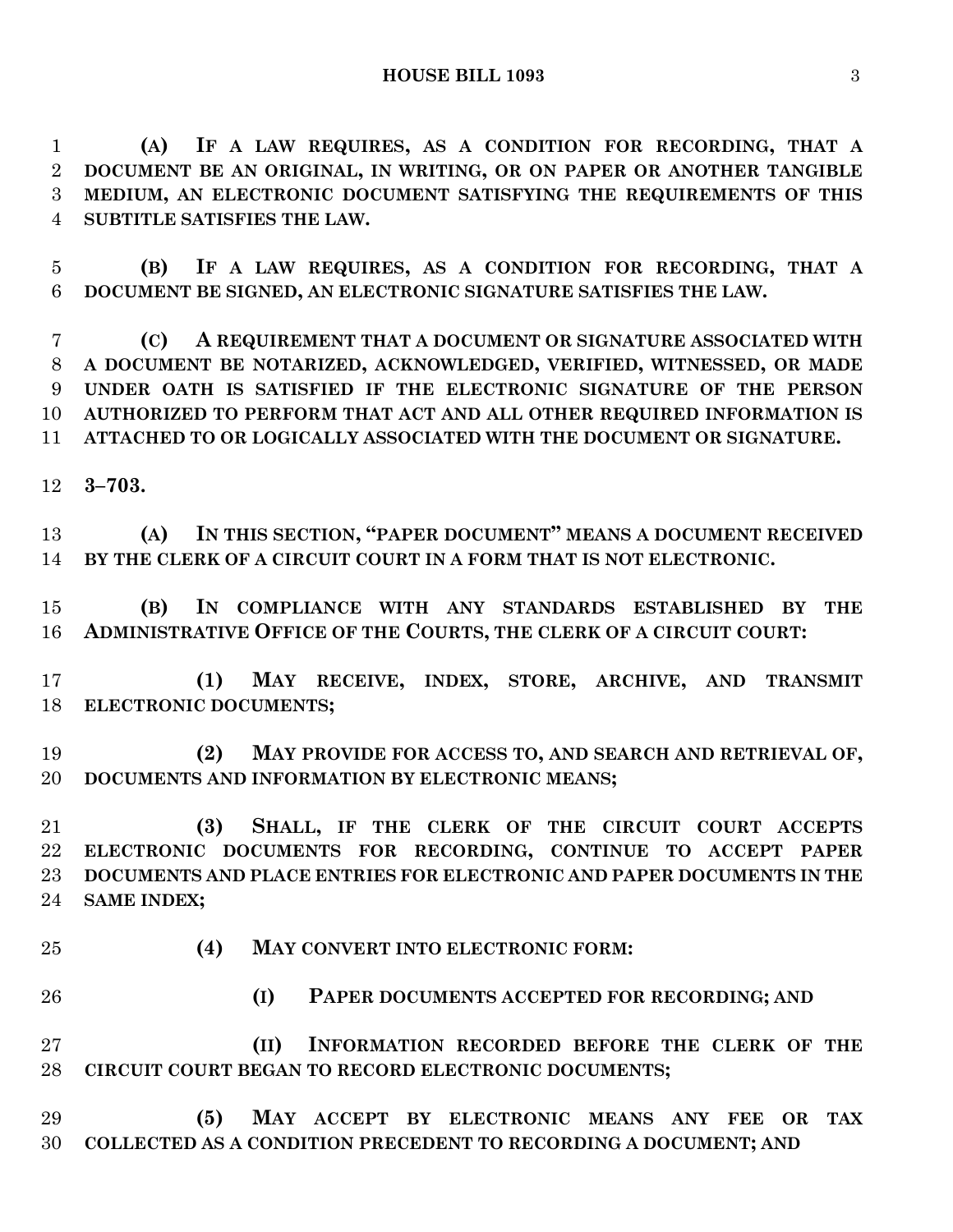**(A) IF A LAW REQUIRES, AS A CONDITION FOR RECORDING, THAT A DOCUMENT BE AN ORIGINAL, IN WRITING, OR ON PAPER OR ANOTHER TANGIBLE MEDIUM, AN ELECTRONIC DOCUMENT SATISFYING THE REQUIREMENTS OF THIS SUBTITLE SATISFIES THE LAW.**

**(B) IF A LAW REQUIRES, AS A CONDITION FOR RECORDING, THAT A DOCUMENT BE SIGNED, AN ELECTRONIC SIGNATURE SATISFIES THE LAW.**

**(C) A REQUIREMENT THAT A DOCUMENT OR SIGNATURE ASSOCIATED WITH A DOCUMENT BE NOTARIZED, ACKNOWLEDGED, VERIFIED, WITNESSED, OR MADE UNDER OATH IS SATISFIED IF THE ELECTRONIC SIGNATURE OF THE PERSON AUTHORIZED TO PERFORM THAT ACT AND ALL OTHER REQUIRED INFORMATION IS ATTACHED TO OR LOGICALLY ASSOCIATED WITH THE DOCUMENT OR SIGNATURE.**

**3–703.**

**(A) IN THIS SECTION, "PAPER DOCUMENT" MEANS A DOCUMENT RECEIVED BY THE CLERK OF A CIRCUIT COURT IN A FORM THAT IS NOT ELECTRONIC.**

**(B) IN COMPLIANCE WITH ANY STANDARDS ESTABLISHED BY THE ADMINISTRATIVE OFFICE OF THE COURTS, THE CLERK OF A CIRCUIT COURT:**

**(1) MAY RECEIVE, INDEX, STORE, ARCHIVE, AND TRANSMIT ELECTRONIC DOCUMENTS;**

**(2) MAY PROVIDE FOR ACCESS TO, AND SEARCH AND RETRIEVAL OF, DOCUMENTS AND INFORMATION BY ELECTRONIC MEANS;**

**(3) SHALL, IF THE CLERK OF THE CIRCUIT COURT ACCEPTS ELECTRONIC DOCUMENTS FOR RECORDING, CONTINUE TO ACCEPT PAPER DOCUMENTS AND PLACE ENTRIES FOR ELECTRONIC AND PAPER DOCUMENTS IN THE SAME INDEX;**

**(4) MAY CONVERT INTO ELECTRONIC FORM:**

**(I) PAPER DOCUMENTS ACCEPTED FOR RECORDING; AND**

**(II) INFORMATION RECORDED BEFORE THE CLERK OF THE CIRCUIT COURT BEGAN TO RECORD ELECTRONIC DOCUMENTS;**

**(5) MAY ACCEPT BY ELECTRONIC MEANS ANY FEE OR TAX COLLECTED AS A CONDITION PRECEDENT TO RECORDING A DOCUMENT; AND**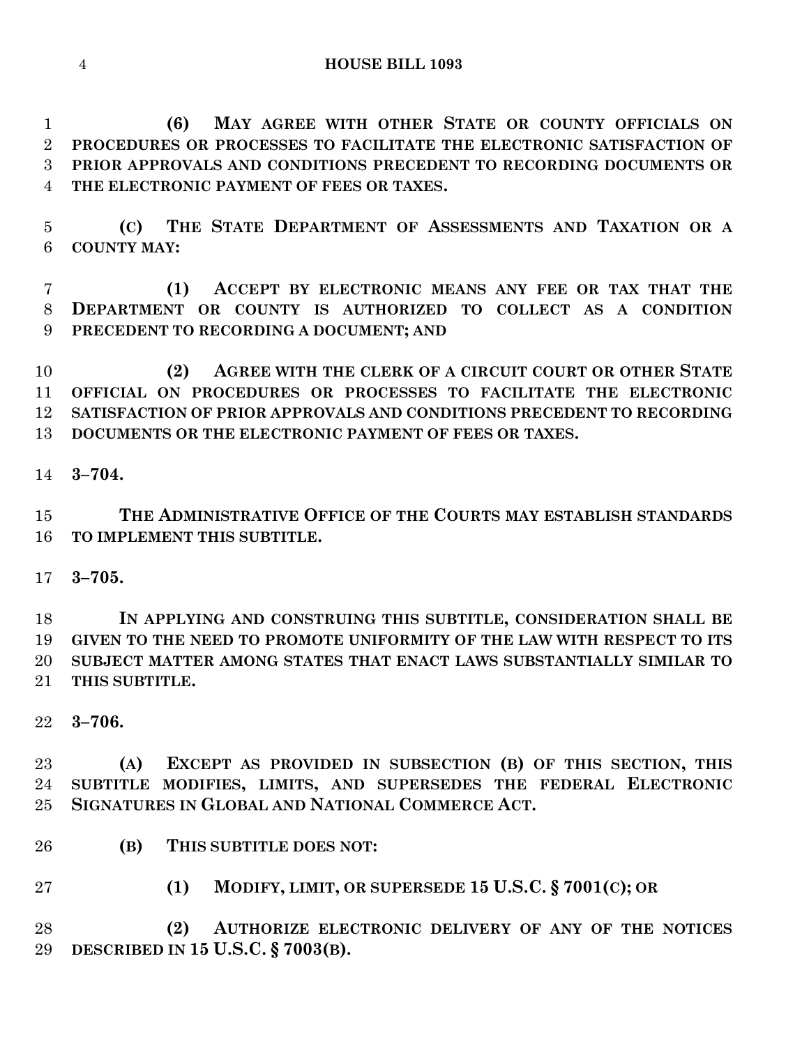**(6) MAY AGREE WITH OTHER STATE OR COUNTY OFFICIALS ON PROCEDURES OR PROCESSES TO FACILITATE THE ELECTRONIC SATISFACTION OF PRIOR APPROVALS AND CONDITIONS PRECEDENT TO RECORDING DOCUMENTS OR THE ELECTRONIC PAYMENT OF FEES OR TAXES.**

**(C) THE STATE DEPARTMENT OF ASSESSMENTS AND TAXATION OR A COUNTY MAY:**

**(1) ACCEPT BY ELECTRONIC MEANS ANY FEE OR TAX THAT THE DEPARTMENT OR COUNTY IS AUTHORIZED TO COLLECT AS A CONDITION PRECEDENT TO RECORDING A DOCUMENT; AND**

**(2) AGREE WITH THE CLERK OF A CIRCUIT COURT OR OTHER STATE OFFICIAL ON PROCEDURES OR PROCESSES TO FACILITATE THE ELECTRONIC SATISFACTION OF PRIOR APPROVALS AND CONDITIONS PRECEDENT TO RECORDING DOCUMENTS OR THE ELECTRONIC PAYMENT OF FEES OR TAXES.**

**3–704.**

**THE ADMINISTRATIVE OFFICE OF THE COURTS MAY ESTABLISH STANDARDS TO IMPLEMENT THIS SUBTITLE.**

**3–705.**

**IN APPLYING AND CONSTRUING THIS SUBTITLE, CONSIDERATION SHALL BE GIVEN TO THE NEED TO PROMOTE UNIFORMITY OF THE LAW WITH RESPECT TO ITS SUBJECT MATTER AMONG STATES THAT ENACT LAWS SUBSTANTIALLY SIMILAR TO THIS SUBTITLE.**

**3–706.**

**(A) EXCEPT AS PROVIDED IN SUBSECTION (B) OF THIS SECTION, THIS SUBTITLE MODIFIES, LIMITS, AND SUPERSEDES THE FEDERAL ELECTRONIC SIGNATURES IN GLOBAL AND NATIONAL COMMERCE ACT.**

**(B) THIS SUBTITLE DOES NOT:**

**(1) MODIFY, LIMIT, OR SUPERSEDE 15 U.S.C. § 7001(C); OR**

**(2) AUTHORIZE ELECTRONIC DELIVERY OF ANY OF THE NOTICES DESCRIBED IN 15 U.S.C. § 7003(B).**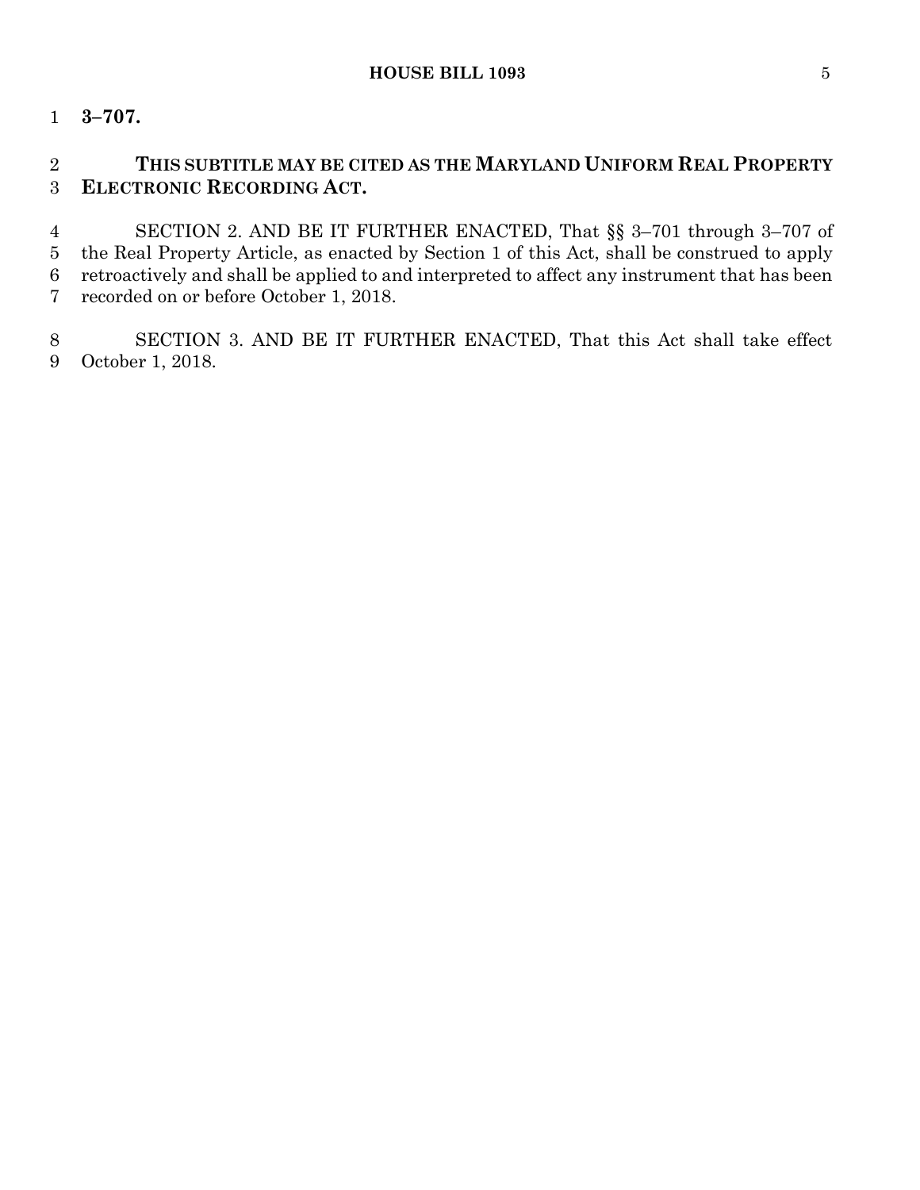**3–707.**

**THIS SUBTITLE MAY BE CITED AS THE MARYLAND UNIFORM REAL PROPERTY ELECTRONIC RECORDING ACT.**

SECTION 2. AND BE IT FURTHER ENACTED, That §§ 3–701 through 3–707 of the Real Property Article, as enacted by Section 1 of this Act, shall be construed to apply retroactively and shall be applied to and interpreted to affect any instrument that has been recorded on or before October 1, 2018.

SECTION 3. AND BE IT FURTHER ENACTED, That this Act shall take effect October 1, 2018.